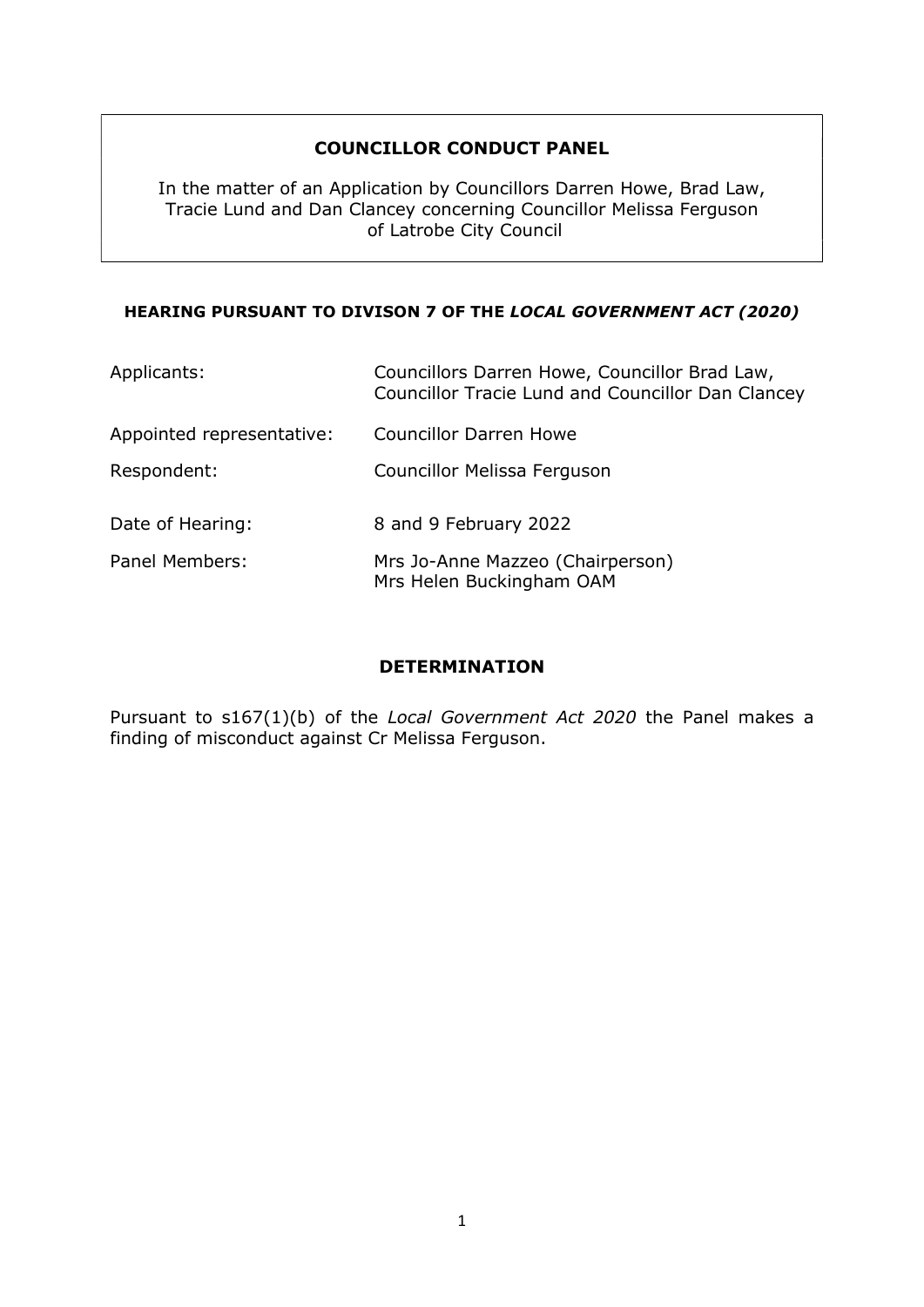**COUNCILLOR CONDUCT PANEL**

In the matter of an Application by Councillors Darren Howe, Brad Law, Tracie Lund and Dan Clancey concerning Councillor Melissa Ferguson of Latrobe City Council

**HEARING PURSUANT TO DIVISON 7 OF THE *LOCAL GOVERNMENT ACT (2020)***

| | |
|---|---|
| Applicants: | Councillors Darren Howe, Councillor Brad Law, Councillor Tracie Lund and Councillor Dan Clancey |
| Appointed representative: | Councillor Darren Howe |
| Respondent: | Councillor Melissa Ferguson |
| Date of Hearing: | 8 and 9 February 2022 |
| Panel Members: | Mrs Jo-Anne Mazzeo (Chairperson)<br>Mrs Helen Buckingham OAM |

**DETERMINATION**

Pursuant to s167(1)(b) of the *Local Government Act 2020* the Panel makes a finding of misconduct against Cr Melissa Ferguson.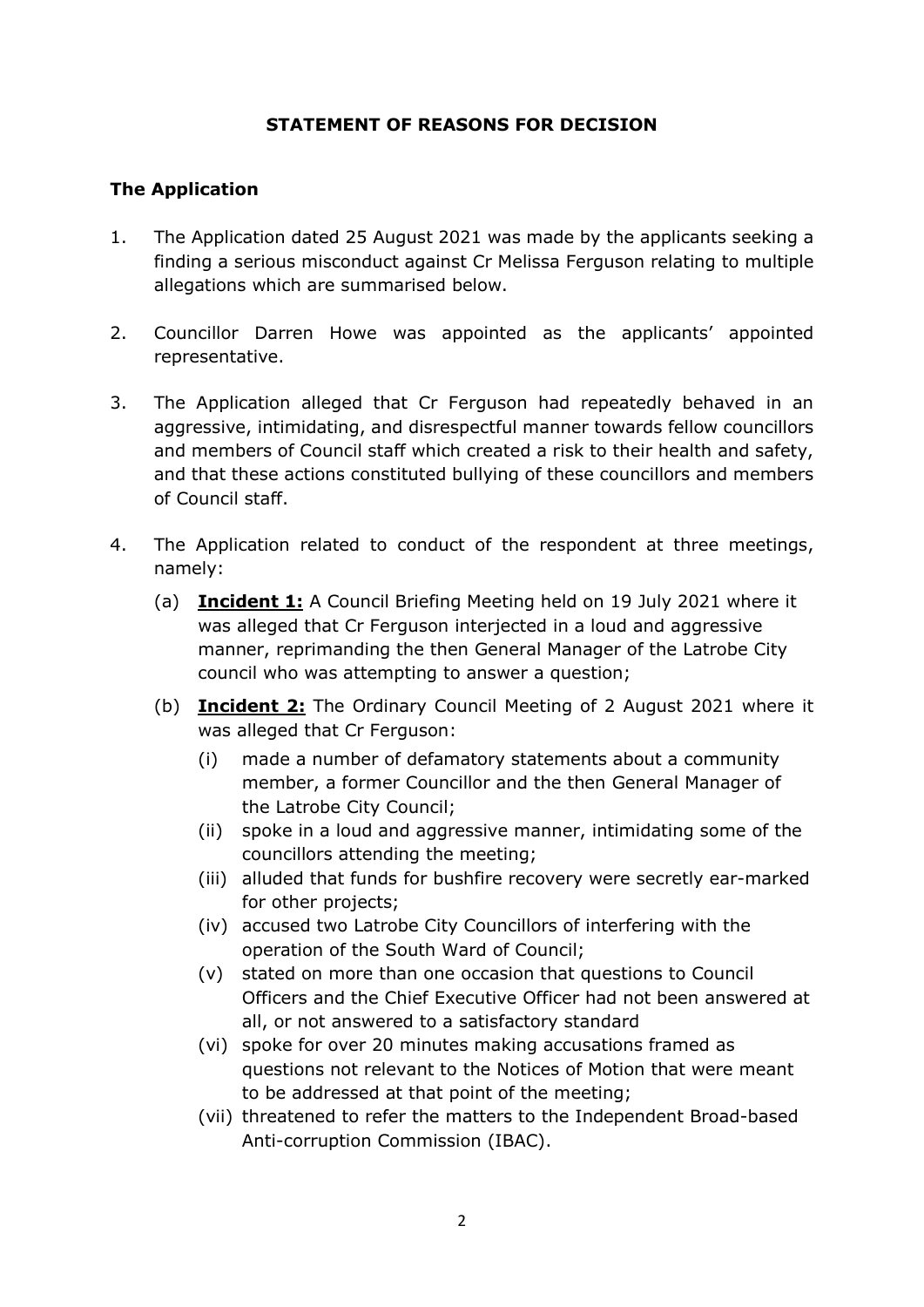## STATEMENT OF REASONS FOR DECISION

### The Application

1. The Application dated 25 August 2021 was made by the applicants seeking a finding a serious misconduct against Cr Melissa Ferguson relating to multiple allegations which are summarised below.

2. Councillor Darren Howe was appointed as the applicants' appointed representative.

3. The Application alleged that Cr Ferguson had repeatedly behaved in an aggressive, intimidating, and disrespectful manner towards fellow councillors and members of Council staff which created a risk to their health and safety, and that these actions constituted bullying of these councillors and members of Council staff.

4. The Application related to conduct of the respondent at three meetings, namely:

   (a) **Incident 1:** A Council Briefing Meeting held on 19 July 2021 where it was alleged that Cr Ferguson interjected in a loud and aggressive manner, reprimanding the then General Manager of the Latrobe City council who was attempting to answer a question;

   (b) **Incident 2:** The Ordinary Council Meeting of 2 August 2021 where it was alleged that Cr Ferguson:

      (i) made a number of defamatory statements about a community member, a former Councillor and the then General Manager of the Latrobe City Council;

      (ii) spoke in a loud and aggressive manner, intimidating some of the councillors attending the meeting;

      (iii) alluded that funds for bushfire recovery were secretly ear-marked for other projects;

      (iv) accused two Latrobe City Councillors of interfering with the operation of the South Ward of Council;

      (v) stated on more than one occasion that questions to Council Officers and the Chief Executive Officer had not been answered at all, or not answered to a satisfactory standard

      (vi) spoke for over 20 minutes making accusations framed as questions not relevant to the Notices of Motion that were meant to be addressed at that point of the meeting;

      (vii) threatened to refer the matters to the Independent Broad-based Anti-corruption Commission (IBAC).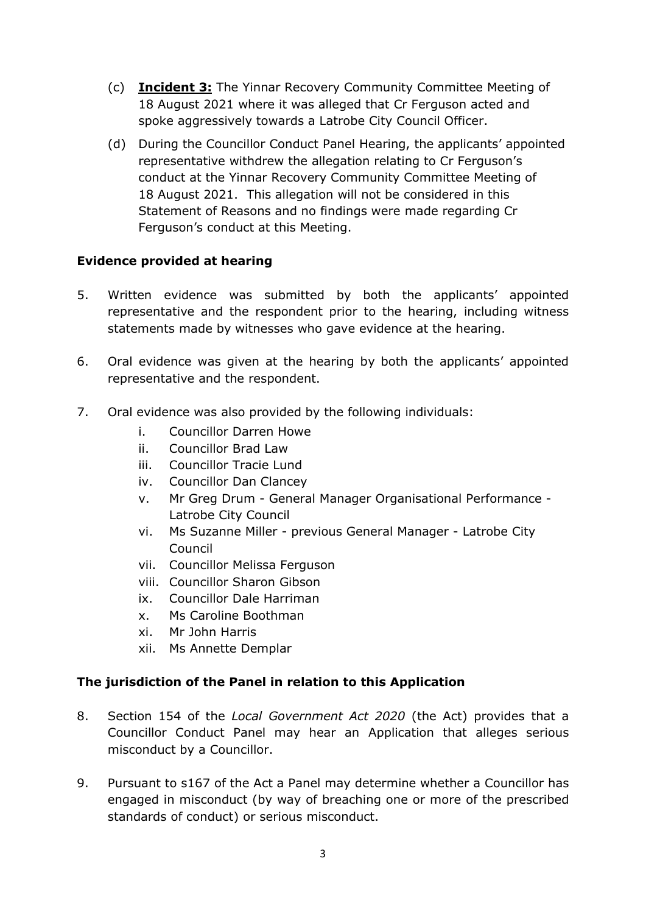(c) **<u>Incident 3:</u>** The Yinnar Recovery Community Committee Meeting of 18 August 2021 where it was alleged that Cr Ferguson acted and spoke aggressively towards a Latrobe City Council Officer.

(d) During the Councillor Conduct Panel Hearing, the applicants' appointed representative withdrew the allegation relating to Cr Ferguson's conduct at the Yinnar Recovery Community Committee Meeting of 18 August 2021. This allegation will not be considered in this Statement of Reasons and no findings were made regarding Cr Ferguson's conduct at this Meeting.

**Evidence provided at hearing**

5. Written evidence was submitted by both the applicants' appointed representative and the respondent prior to the hearing, including witness statements made by witnesses who gave evidence at the hearing.

6. Oral evidence was given at the hearing by both the applicants' appointed representative and the respondent.

7. Oral evidence was also provided by the following individuals:
   i. Councillor Darren Howe
   ii. Councillor Brad Law
   iii. Councillor Tracie Lund
   iv. Councillor Dan Clancey
   v. Mr Greg Drum - General Manager Organisational Performance - Latrobe City Council
   vi. Ms Suzanne Miller - previous General Manager - Latrobe City Council
   vii. Councillor Melissa Ferguson
   viii. Councillor Sharon Gibson
   ix. Councillor Dale Harriman
   x. Ms Caroline Boothman
   xi. Mr John Harris
   xii. Ms Annette Demplar

**The jurisdiction of the Panel in relation to this Application**

8. Section 154 of the *Local Government Act 2020* (the Act) provides that a Councillor Conduct Panel may hear an Application that alleges serious misconduct by a Councillor.

9. Pursuant to s167 of the Act a Panel may determine whether a Councillor has engaged in misconduct (by way of breaching one or more of the prescribed standards of conduct) or serious misconduct.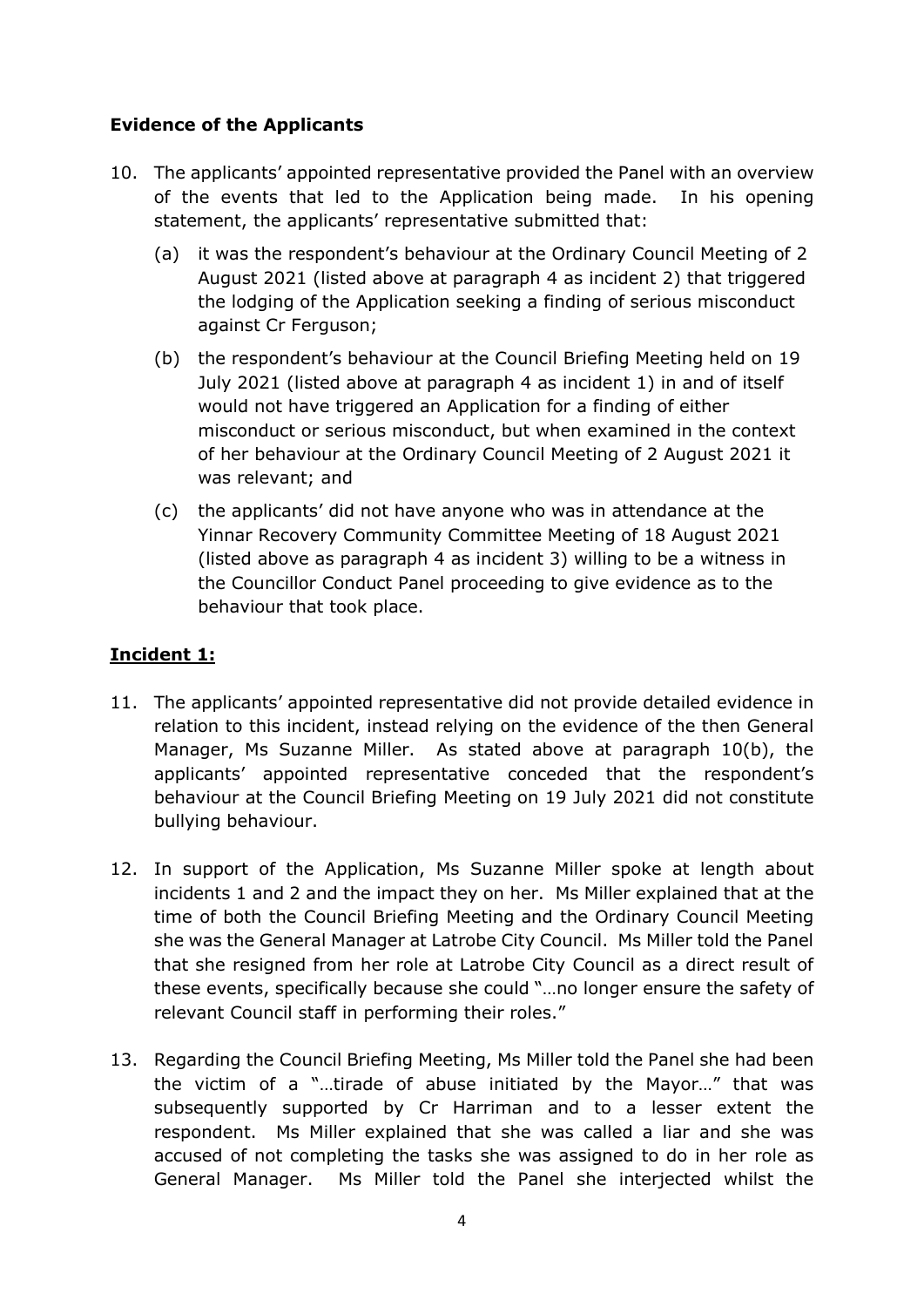**Evidence of the Applicants**

10. The applicants' appointed representative provided the Panel with an overview of the events that led to the Application being made. In his opening statement, the applicants' representative submitted that:

    (a) it was the respondent's behaviour at the Ordinary Council Meeting of 2 August 2021 (listed above at paragraph 4 as incident 2) that triggered the lodging of the Application seeking a finding of serious misconduct against Cr Ferguson;

    (b) the respondent's behaviour at the Council Briefing Meeting held on 19 July 2021 (listed above at paragraph 4 as incident 1) in and of itself would not have triggered an Application for a finding of either misconduct or serious misconduct, but when examined in the context of her behaviour at the Ordinary Council Meeting of 2 August 2021 it was relevant; and

    (c) the applicants' did not have anyone who was in attendance at the Yinnar Recovery Community Committee Meeting of 18 August 2021 (listed above as paragraph 4 as incident 3) willing to be a witness in the Councillor Conduct Panel proceeding to give evidence as to the behaviour that took place.

**Incident 1:**

11. The applicants' appointed representative did not provide detailed evidence in relation to this incident, instead relying on the evidence of the then General Manager, Ms Suzanne Miller. As stated above at paragraph 10(b), the applicants' appointed representative conceded that the respondent's behaviour at the Council Briefing Meeting on 19 July 2021 did not constitute bullying behaviour.

12. In support of the Application, Ms Suzanne Miller spoke at length about incidents 1 and 2 and the impact they on her. Ms Miller explained that at the time of both the Council Briefing Meeting and the Ordinary Council Meeting she was the General Manager at Latrobe City Council. Ms Miller told the Panel that she resigned from her role at Latrobe City Council as a direct result of these events, specifically because she could "…no longer ensure the safety of relevant Council staff in performing their roles."

13. Regarding the Council Briefing Meeting, Ms Miller told the Panel she had been the victim of a "…tirade of abuse initiated by the Mayor…" that was subsequently supported by Cr Harriman and to a lesser extent the respondent. Ms Miller explained that she was called a liar and she was accused of not completing the tasks she was assigned to do in her role as General Manager. Ms Miller told the Panel she interjected whilst the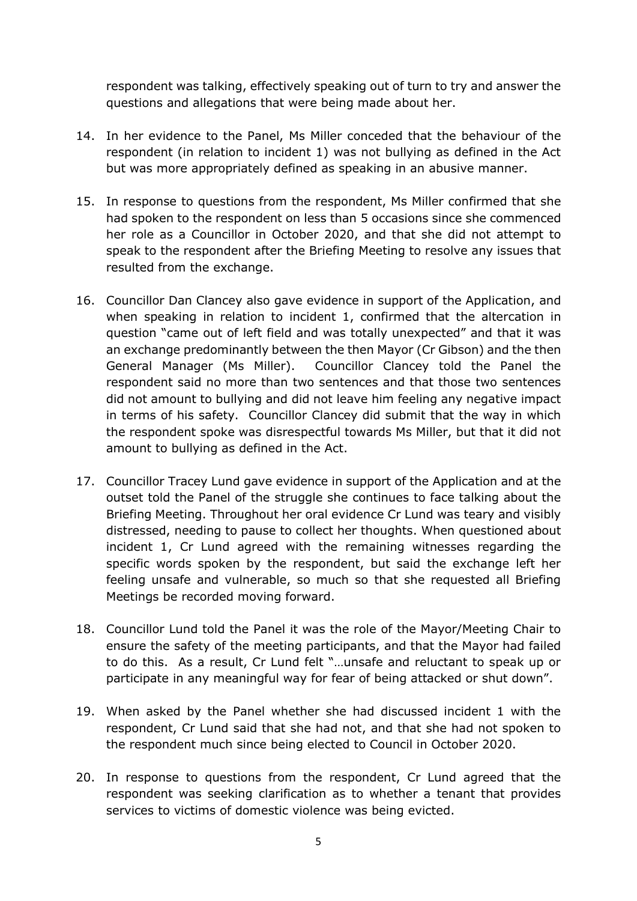respondent was talking, effectively speaking out of turn to try and answer the questions and allegations that were being made about her.

14. In her evidence to the Panel, Ms Miller conceded that the behaviour of the respondent (in relation to incident 1) was not bullying as defined in the Act but was more appropriately defined as speaking in an abusive manner.

15. In response to questions from the respondent, Ms Miller confirmed that she had spoken to the respondent on less than 5 occasions since she commenced her role as a Councillor in October 2020, and that she did not attempt to speak to the respondent after the Briefing Meeting to resolve any issues that resulted from the exchange.

16. Councillor Dan Clancey also gave evidence in support of the Application, and when speaking in relation to incident 1, confirmed that the altercation in question "came out of left field and was totally unexpected" and that it was an exchange predominantly between the then Mayor (Cr Gibson) and the then General Manager (Ms Miller). Councillor Clancey told the Panel the respondent said no more than two sentences and that those two sentences did not amount to bullying and did not leave him feeling any negative impact in terms of his safety. Councillor Clancey did submit that the way in which the respondent spoke was disrespectful towards Ms Miller, but that it did not amount to bullying as defined in the Act.

17. Councillor Tracey Lund gave evidence in support of the Application and at the outset told the Panel of the struggle she continues to face talking about the Briefing Meeting. Throughout her oral evidence Cr Lund was teary and visibly distressed, needing to pause to collect her thoughts. When questioned about incident 1, Cr Lund agreed with the remaining witnesses regarding the specific words spoken by the respondent, but said the exchange left her feeling unsafe and vulnerable, so much so that she requested all Briefing Meetings be recorded moving forward.

18. Councillor Lund told the Panel it was the role of the Mayor/Meeting Chair to ensure the safety of the meeting participants, and that the Mayor had failed to do this. As a result, Cr Lund felt "…unsafe and reluctant to speak up or participate in any meaningful way for fear of being attacked or shut down".

19. When asked by the Panel whether she had discussed incident 1 with the respondent, Cr Lund said that she had not, and that she had not spoken to the respondent much since being elected to Council in October 2020.

20. In response to questions from the respondent, Cr Lund agreed that the respondent was seeking clarification as to whether a tenant that provides services to victims of domestic violence was being evicted.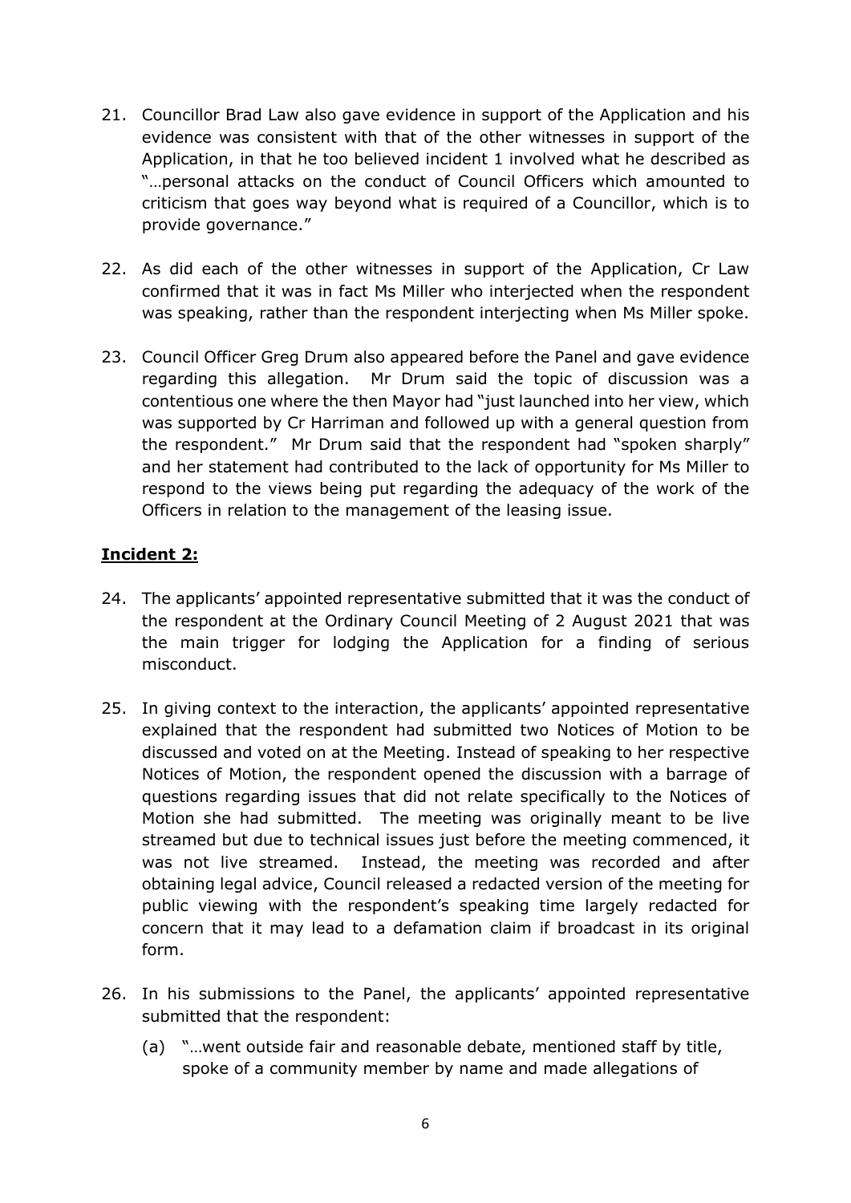21. Councillor Brad Law also gave evidence in support of the Application and his evidence was consistent with that of the other witnesses in support of the Application, in that he too believed incident 1 involved what he described as "…personal attacks on the conduct of Council Officers which amounted to criticism that goes way beyond what is required of a Councillor, which is to provide governance."

22. As did each of the other witnesses in support of the Application, Cr Law confirmed that it was in fact Ms Miller who interjected when the respondent was speaking, rather than the respondent interjecting when Ms Miller spoke.

23. Council Officer Greg Drum also appeared before the Panel and gave evidence regarding this allegation. Mr Drum said the topic of discussion was a contentious one where the then Mayor had "just launched into her view, which was supported by Cr Harriman and followed up with a general question from the respondent." Mr Drum said that the respondent had "spoken sharply" and her statement had contributed to the lack of opportunity for Ms Miller to respond to the views being put regarding the adequacy of the work of the Officers in relation to the management of the leasing issue.

**<u>Incident 2:</u>**

24. The applicants' appointed representative submitted that it was the conduct of the respondent at the Ordinary Council Meeting of 2 August 2021 that was the main trigger for lodging the Application for a finding of serious misconduct.

25. In giving context to the interaction, the applicants' appointed representative explained that the respondent had submitted two Notices of Motion to be discussed and voted on at the Meeting. Instead of speaking to her respective Notices of Motion, the respondent opened the discussion with a barrage of questions regarding issues that did not relate specifically to the Notices of Motion she had submitted. The meeting was originally meant to be live streamed but due to technical issues just before the meeting commenced, it was not live streamed. Instead, the meeting was recorded and after obtaining legal advice, Council released a redacted version of the meeting for public viewing with the respondent's speaking time largely redacted for concern that it may lead to a defamation claim if broadcast in its original form.

26. In his submissions to the Panel, the applicants' appointed representative submitted that the respondent:

    (a) "…went outside fair and reasonable debate, mentioned staff by title, spoke of a community member by name and made allegations of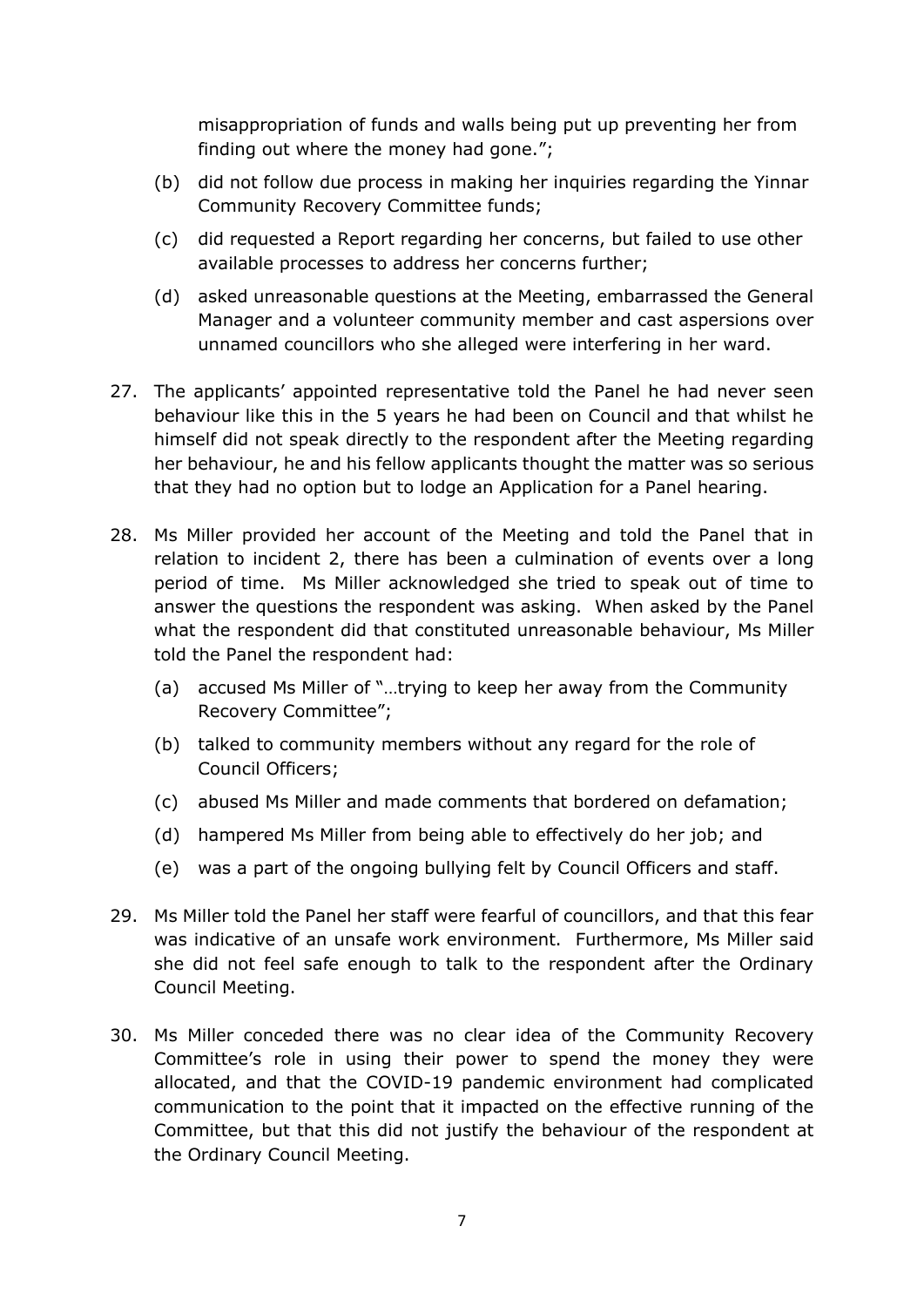misappropriation of funds and walls being put up preventing her from finding out where the money had gone.";

(b) did not follow due process in making her inquiries regarding the Yinnar Community Recovery Committee funds;

(c) did requested a Report regarding her concerns, but failed to use other available processes to address her concerns further;

(d) asked unreasonable questions at the Meeting, embarrassed the General Manager and a volunteer community member and cast aspersions over unnamed councillors who she alleged were interfering in her ward.

27. The applicants' appointed representative told the Panel he had never seen behaviour like this in the 5 years he had been on Council and that whilst he himself did not speak directly to the respondent after the Meeting regarding her behaviour, he and his fellow applicants thought the matter was so serious that they had no option but to lodge an Application for a Panel hearing.

28. Ms Miller provided her account of the Meeting and told the Panel that in relation to incident 2, there has been a culmination of events over a long period of time. Ms Miller acknowledged she tried to speak out of time to answer the questions the respondent was asking. When asked by the Panel what the respondent did that constituted unreasonable behaviour, Ms Miller told the Panel the respondent had:

(a) accused Ms Miller of "…trying to keep her away from the Community Recovery Committee";

(b) talked to community members without any regard for the role of Council Officers;

(c) abused Ms Miller and made comments that bordered on defamation;

(d) hampered Ms Miller from being able to effectively do her job; and

(e) was a part of the ongoing bullying felt by Council Officers and staff.

29. Ms Miller told the Panel her staff were fearful of councillors, and that this fear was indicative of an unsafe work environment. Furthermore, Ms Miller said she did not feel safe enough to talk to the respondent after the Ordinary Council Meeting.

30. Ms Miller conceded there was no clear idea of the Community Recovery Committee's role in using their power to spend the money they were allocated, and that the COVID-19 pandemic environment had complicated communication to the point that it impacted on the effective running of the Committee, but that this did not justify the behaviour of the respondent at the Ordinary Council Meeting.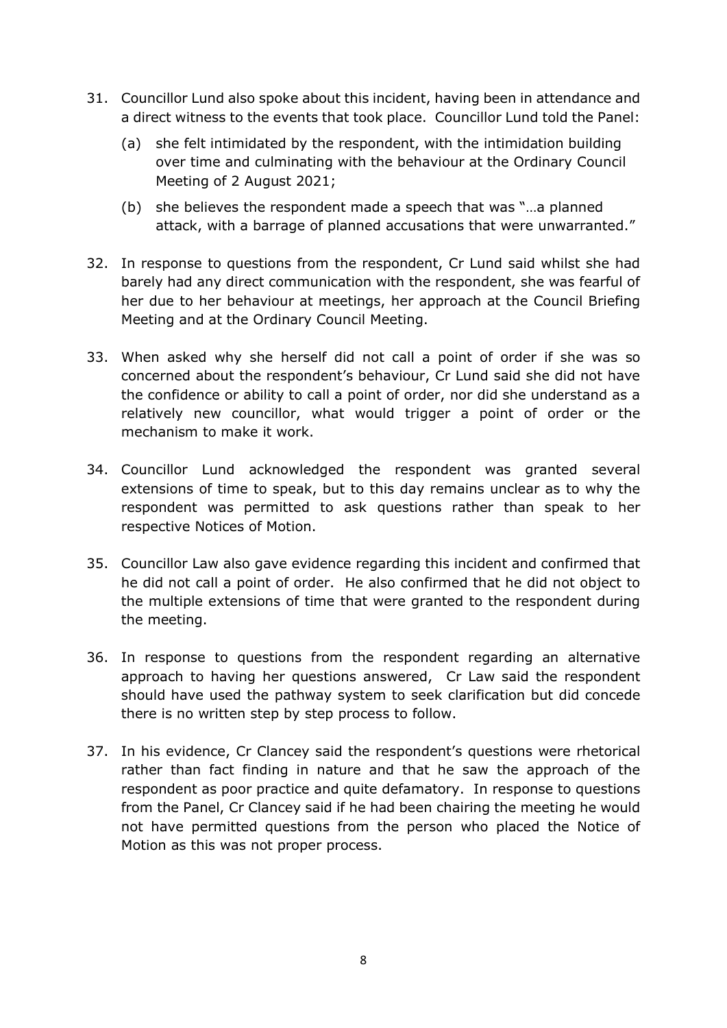31. Councillor Lund also spoke about this incident, having been in attendance and a direct witness to the events that took place. Councillor Lund told the Panel:

    (a) she felt intimidated by the respondent, with the intimidation building over time and culminating with the behaviour at the Ordinary Council Meeting of 2 August 2021;

    (b) she believes the respondent made a speech that was "…a planned attack, with a barrage of planned accusations that were unwarranted."

32. In response to questions from the respondent, Cr Lund said whilst she had barely had any direct communication with the respondent, she was fearful of her due to her behaviour at meetings, her approach at the Council Briefing Meeting and at the Ordinary Council Meeting.

33. When asked why she herself did not call a point of order if she was so concerned about the respondent's behaviour, Cr Lund said she did not have the confidence or ability to call a point of order, nor did she understand as a relatively new councillor, what would trigger a point of order or the mechanism to make it work.

34. Councillor Lund acknowledged the respondent was granted several extensions of time to speak, but to this day remains unclear as to why the respondent was permitted to ask questions rather than speak to her respective Notices of Motion.

35. Councillor Law also gave evidence regarding this incident and confirmed that he did not call a point of order. He also confirmed that he did not object to the multiple extensions of time that were granted to the respondent during the meeting.

36. In response to questions from the respondent regarding an alternative approach to having her questions answered, Cr Law said the respondent should have used the pathway system to seek clarification but did concede there is no written step by step process to follow.

37. In his evidence, Cr Clancey said the respondent's questions were rhetorical rather than fact finding in nature and that he saw the approach of the respondent as poor practice and quite defamatory. In response to questions from the Panel, Cr Clancey said if he had been chairing the meeting he would not have permitted questions from the person who placed the Notice of Motion as this was not proper process.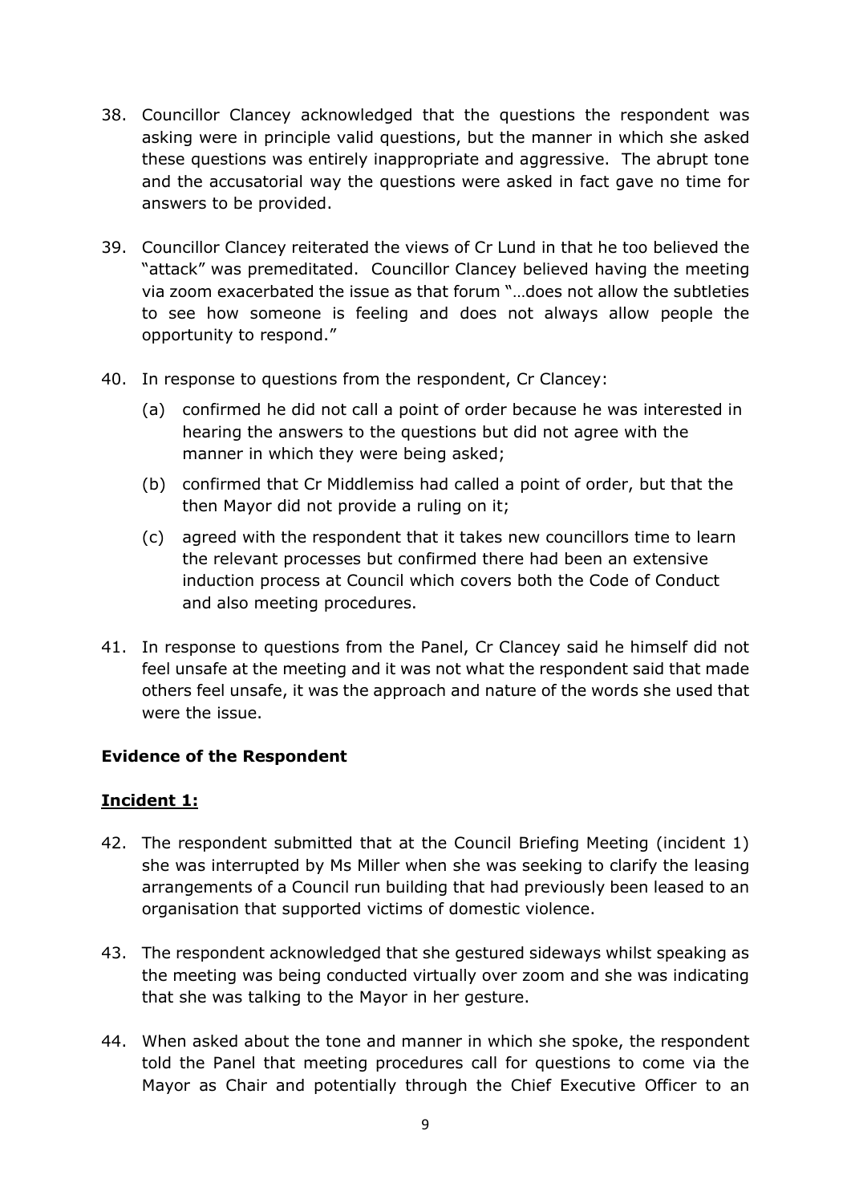38. Councillor Clancey acknowledged that the questions the respondent was asking were in principle valid questions, but the manner in which she asked these questions was entirely inappropriate and aggressive. The abrupt tone and the accusatorial way the questions were asked in fact gave no time for answers to be provided.

39. Councillor Clancey reiterated the views of Cr Lund in that he too believed the "attack" was premeditated. Councillor Clancey believed having the meeting via zoom exacerbated the issue as that forum "…does not allow the subtleties to see how someone is feeling and does not always allow people the opportunity to respond."

40. In response to questions from the respondent, Cr Clancey:

    (a) confirmed he did not call a point of order because he was interested in hearing the answers to the questions but did not agree with the manner in which they were being asked;

    (b) confirmed that Cr Middlemiss had called a point of order, but that the then Mayor did not provide a ruling on it;

    (c) agreed with the respondent that it takes new councillors time to learn the relevant processes but confirmed there had been an extensive induction process at Council which covers both the Code of Conduct and also meeting procedures.

41. In response to questions from the Panel, Cr Clancey said he himself did not feel unsafe at the meeting and it was not what the respondent said that made others feel unsafe, it was the approach and nature of the words she used that were the issue.

**Evidence of the Respondent**

**<u>Incident 1:</u>**

42. The respondent submitted that at the Council Briefing Meeting (incident 1) she was interrupted by Ms Miller when she was seeking to clarify the leasing arrangements of a Council run building that had previously been leased to an organisation that supported victims of domestic violence.

43. The respondent acknowledged that she gestured sideways whilst speaking as the meeting was being conducted virtually over zoom and she was indicating that she was talking to the Mayor in her gesture.

44. When asked about the tone and manner in which she spoke, the respondent told the Panel that meeting procedures call for questions to come via the Mayor as Chair and potentially through the Chief Executive Officer to an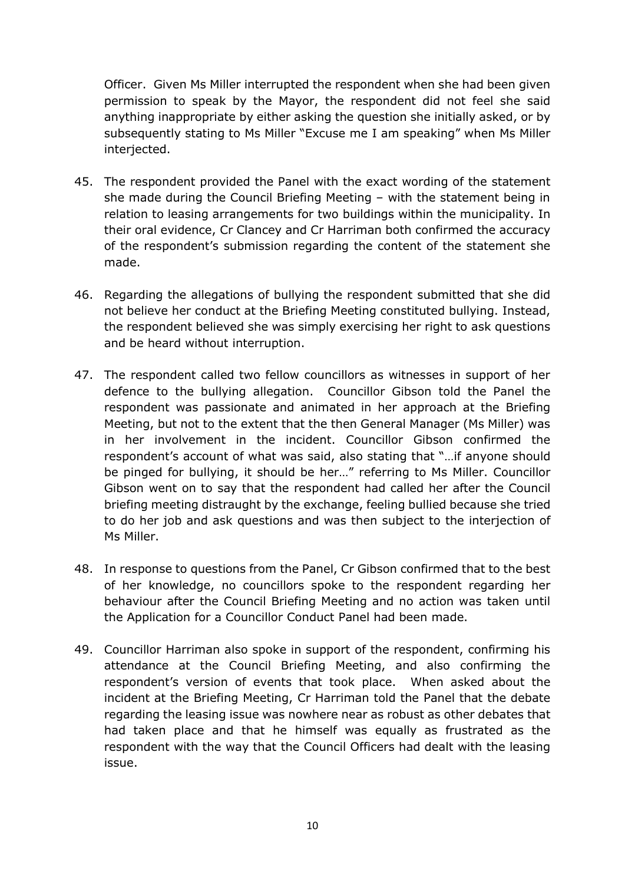Officer. Given Ms Miller interrupted the respondent when she had been given permission to speak by the Mayor, the respondent did not feel she said anything inappropriate by either asking the question she initially asked, or by subsequently stating to Ms Miller "Excuse me I am speaking" when Ms Miller interjected.

45. The respondent provided the Panel with the exact wording of the statement she made during the Council Briefing Meeting – with the statement being in relation to leasing arrangements for two buildings within the municipality. In their oral evidence, Cr Clancey and Cr Harriman both confirmed the accuracy of the respondent's submission regarding the content of the statement she made.

46. Regarding the allegations of bullying the respondent submitted that she did not believe her conduct at the Briefing Meeting constituted bullying. Instead, the respondent believed she was simply exercising her right to ask questions and be heard without interruption.

47. The respondent called two fellow councillors as witnesses in support of her defence to the bullying allegation. Councillor Gibson told the Panel the respondent was passionate and animated in her approach at the Briefing Meeting, but not to the extent that the then General Manager (Ms Miller) was in her involvement in the incident. Councillor Gibson confirmed the respondent's account of what was said, also stating that "…if anyone should be pinged for bullying, it should be her…" referring to Ms Miller. Councillor Gibson went on to say that the respondent had called her after the Council briefing meeting distraught by the exchange, feeling bullied because she tried to do her job and ask questions and was then subject to the interjection of Ms Miller.

48. In response to questions from the Panel, Cr Gibson confirmed that to the best of her knowledge, no councillors spoke to the respondent regarding her behaviour after the Council Briefing Meeting and no action was taken until the Application for a Councillor Conduct Panel had been made.

49. Councillor Harriman also spoke in support of the respondent, confirming his attendance at the Council Briefing Meeting, and also confirming the respondent's version of events that took place. When asked about the incident at the Briefing Meeting, Cr Harriman told the Panel that the debate regarding the leasing issue was nowhere near as robust as other debates that had taken place and that he himself was equally as frustrated as the respondent with the way that the Council Officers had dealt with the leasing issue.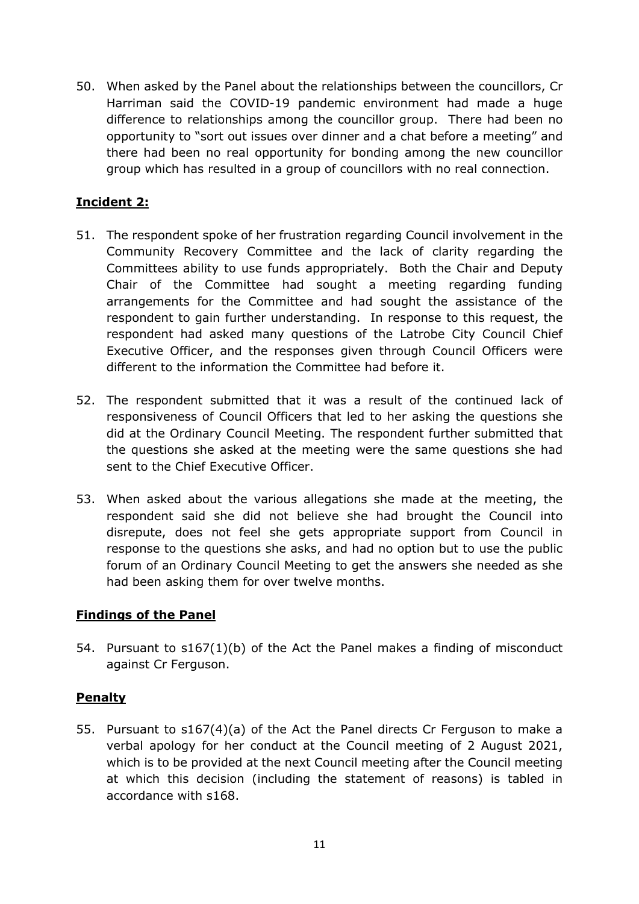50. When asked by the Panel about the relationships between the councillors, Cr Harriman said the COVID-19 pandemic environment had made a huge difference to relationships among the councillor group. There had been no opportunity to "sort out issues over dinner and a chat before a meeting" and there had been no real opportunity for bonding among the new councillor group which has resulted in a group of councillors with no real connection.

**Incident 2:**

51. The respondent spoke of her frustration regarding Council involvement in the Community Recovery Committee and the lack of clarity regarding the Committees ability to use funds appropriately. Both the Chair and Deputy Chair of the Committee had sought a meeting regarding funding arrangements for the Committee and had sought the assistance of the respondent to gain further understanding. In response to this request, the respondent had asked many questions of the Latrobe City Council Chief Executive Officer, and the responses given through Council Officers were different to the information the Committee had before it.

52. The respondent submitted that it was a result of the continued lack of responsiveness of Council Officers that led to her asking the questions she did at the Ordinary Council Meeting. The respondent further submitted that the questions she asked at the meeting were the same questions she had sent to the Chief Executive Officer.

53. When asked about the various allegations she made at the meeting, the respondent said she did not believe she had brought the Council into disrepute, does not feel she gets appropriate support from Council in response to the questions she asks, and had no option but to use the public forum of an Ordinary Council Meeting to get the answers she needed as she had been asking them for over twelve months.

**Findings of the Panel**

54. Pursuant to s167(1)(b) of the Act the Panel makes a finding of misconduct against Cr Ferguson.

**Penalty**

55. Pursuant to s167(4)(a) of the Act the Panel directs Cr Ferguson to make a verbal apology for her conduct at the Council meeting of 2 August 2021, which is to be provided at the next Council meeting after the Council meeting at which this decision (including the statement of reasons) is tabled in accordance with s168.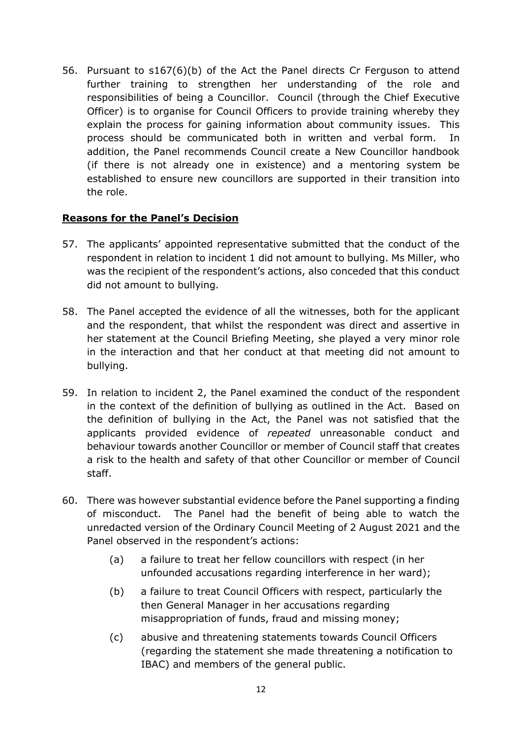56. Pursuant to s167(6)(b) of the Act the Panel directs Cr Ferguson to attend further training to strengthen her understanding of the role and responsibilities of being a Councillor. Council (through the Chief Executive Officer) is to organise for Council Officers to provide training whereby they explain the process for gaining information about community issues. This process should be communicated both in written and verbal form. In addition, the Panel recommends Council create a New Councillor handbook (if there is not already one in existence) and a mentoring system be established to ensure new councillors are supported in their transition into the role.

## **Reasons for the Panel's Decision**

57. The applicants' appointed representative submitted that the conduct of the respondent in relation to incident 1 did not amount to bullying. Ms Miller, who was the recipient of the respondent's actions, also conceded that this conduct did not amount to bullying.

58. The Panel accepted the evidence of all the witnesses, both for the applicant and the respondent, that whilst the respondent was direct and assertive in her statement at the Council Briefing Meeting, she played a very minor role in the interaction and that her conduct at that meeting did not amount to bullying.

59. In relation to incident 2, the Panel examined the conduct of the respondent in the context of the definition of bullying as outlined in the Act. Based on the definition of bullying in the Act, the Panel was not satisfied that the applicants provided evidence of *repeated* unreasonable conduct and behaviour towards another Councillor or member of Council staff that creates a risk to the health and safety of that other Councillor or member of Council staff.

60. There was however substantial evidence before the Panel supporting a finding of misconduct. The Panel had the benefit of being able to watch the unredacted version of the Ordinary Council Meeting of 2 August 2021 and the Panel observed in the respondent's actions:

    (a) a failure to treat her fellow councillors with respect (in her unfounded accusations regarding interference in her ward);

    (b) a failure to treat Council Officers with respect, particularly the then General Manager in her accusations regarding misappropriation of funds, fraud and missing money;

    (c) abusive and threatening statements towards Council Officers (regarding the statement she made threatening a notification to IBAC) and members of the general public.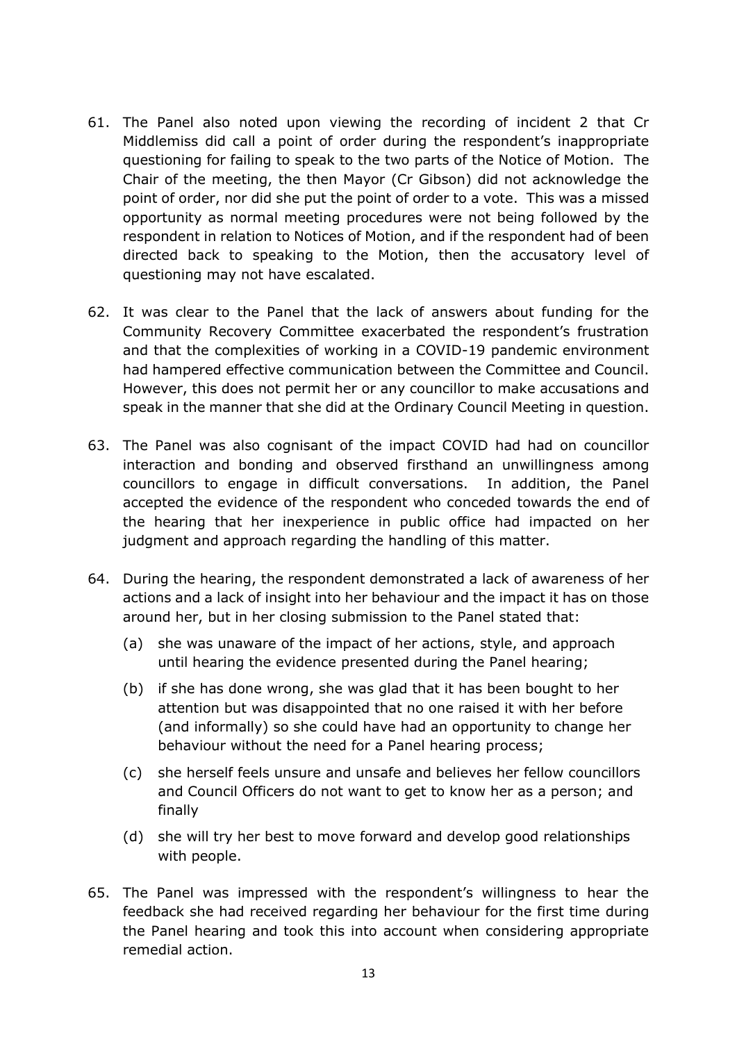61. The Panel also noted upon viewing the recording of incident 2 that Cr Middlemiss did call a point of order during the respondent's inappropriate questioning for failing to speak to the two parts of the Notice of Motion. The Chair of the meeting, the then Mayor (Cr Gibson) did not acknowledge the point of order, nor did she put the point of order to a vote. This was a missed opportunity as normal meeting procedures were not being followed by the respondent in relation to Notices of Motion, and if the respondent had of been directed back to speaking to the Motion, then the accusatory level of questioning may not have escalated.

62. It was clear to the Panel that the lack of answers about funding for the Community Recovery Committee exacerbated the respondent's frustration and that the complexities of working in a COVID-19 pandemic environment had hampered effective communication between the Committee and Council. However, this does not permit her or any councillor to make accusations and speak in the manner that she did at the Ordinary Council Meeting in question.

63. The Panel was also cognisant of the impact COVID had had on councillor interaction and bonding and observed firsthand an unwillingness among councillors to engage in difficult conversations. In addition, the Panel accepted the evidence of the respondent who conceded towards the end of the hearing that her inexperience in public office had impacted on her judgment and approach regarding the handling of this matter.

64. During the hearing, the respondent demonstrated a lack of awareness of her actions and a lack of insight into her behaviour and the impact it has on those around her, but in her closing submission to the Panel stated that:

    (a) she was unaware of the impact of her actions, style, and approach until hearing the evidence presented during the Panel hearing;

    (b) if she has done wrong, she was glad that it has been bought to her attention but was disappointed that no one raised it with her before (and informally) so she could have had an opportunity to change her behaviour without the need for a Panel hearing process;

    (c) she herself feels unsure and unsafe and believes her fellow councillors and Council Officers do not want to get to know her as a person; and finally

    (d) she will try her best to move forward and develop good relationships with people.

65. The Panel was impressed with the respondent's willingness to hear the feedback she had received regarding her behaviour for the first time during the Panel hearing and took this into account when considering appropriate remedial action.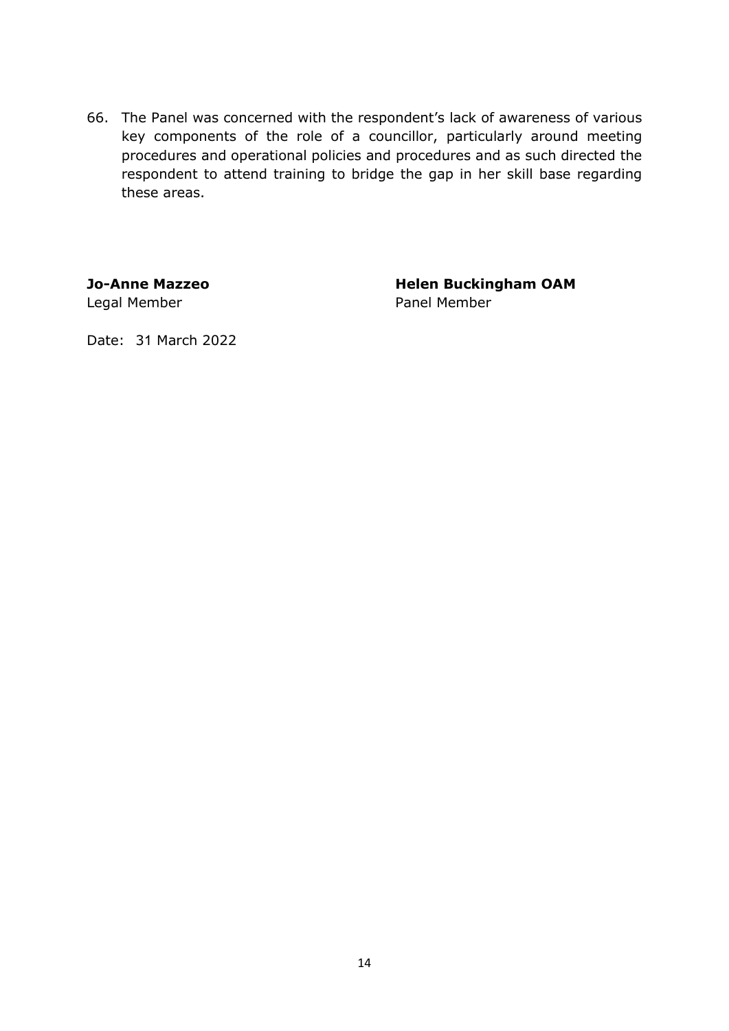66. The Panel was concerned with the respondent's lack of awareness of various key components of the role of a councillor, particularly around meeting procedures and operational policies and procedures and as such directed the respondent to attend training to bridge the gap in her skill base regarding these areas.

**Jo-Anne Mazzeo**
Legal Member

**Helen Buckingham OAM**
Panel Member

Date: 31 March 2022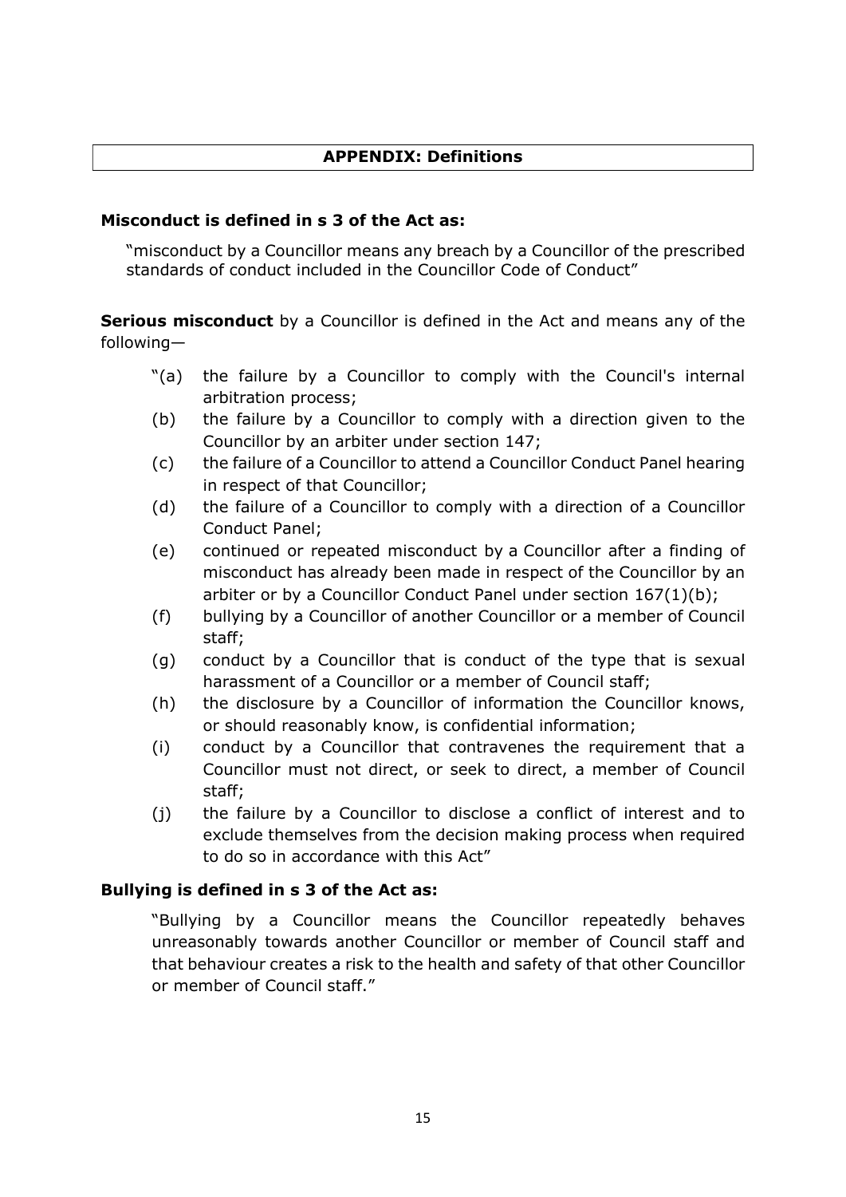## APPENDIX: Definitions

**Misconduct is defined in s 3 of the Act as:**

> "misconduct by a Councillor means any breach by a Councillor of the prescribed standards of conduct included in the Councillor Code of Conduct"

**Serious misconduct** by a Councillor is defined in the Act and means any of the following—

> "(a) the failure by a Councillor to comply with the Council's internal arbitration process;
>
> (b) the failure by a Councillor to comply with a direction given to the Councillor by an arbiter under section 147;
>
> (c) the failure of a Councillor to attend a Councillor Conduct Panel hearing in respect of that Councillor;
>
> (d) the failure of a Councillor to comply with a direction of a Councillor Conduct Panel;
>
> (e) continued or repeated misconduct by a Councillor after a finding of misconduct has already been made in respect of the Councillor by an arbiter or by a Councillor Conduct Panel under section 167(1)(b);
>
> (f) bullying by a Councillor of another Councillor or a member of Council staff;
>
> (g) conduct by a Councillor that is conduct of the type that is sexual harassment of a Councillor or a member of Council staff;
>
> (h) the disclosure by a Councillor of information the Councillor knows, or should reasonably know, is confidential information;
>
> (i) conduct by a Councillor that contravenes the requirement that a Councillor must not direct, or seek to direct, a member of Council staff;
>
> (j) the failure by a Councillor to disclose a conflict of interest and to exclude themselves from the decision making process when required to do so in accordance with this Act"

**Bullying is defined in s 3 of the Act as:**

> "Bullying by a Councillor means the Councillor repeatedly behaves unreasonably towards another Councillor or member of Council staff and that behaviour creates a risk to the health and safety of that other Councillor or member of Council staff."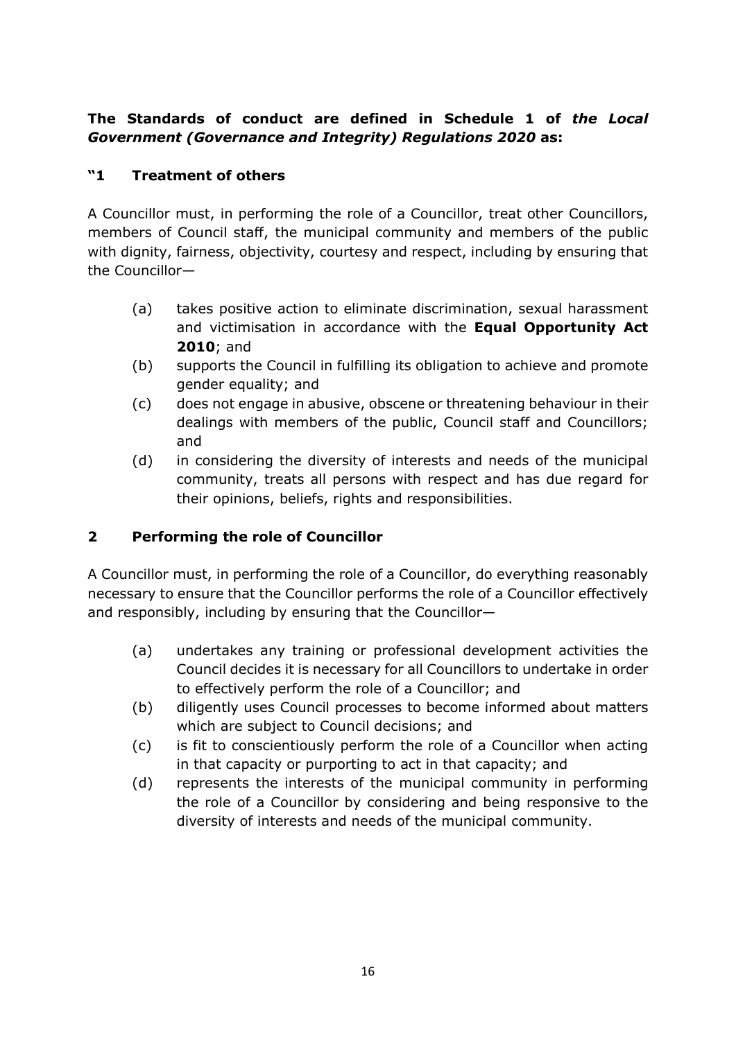**The Standards of conduct are defined in Schedule 1 of *the Local Government (Governance and Integrity) Regulations 2020* as:**

## "1 Treatment of others

A Councillor must, in performing the role of a Councillor, treat other Councillors, members of Council staff, the municipal community and members of the public with dignity, fairness, objectivity, courtesy and respect, including by ensuring that the Councillor—

(a) takes positive action to eliminate discrimination, sexual harassment and victimisation in accordance with the **Equal Opportunity Act 2010**; and

(b) supports the Council in fulfilling its obligation to achieve and promote gender equality; and

(c) does not engage in abusive, obscene or threatening behaviour in their dealings with members of the public, Council staff and Councillors; and

(d) in considering the diversity of interests and needs of the municipal community, treats all persons with respect and has due regard for their opinions, beliefs, rights and responsibilities.

## 2 Performing the role of Councillor

A Councillor must, in performing the role of a Councillor, do everything reasonably necessary to ensure that the Councillor performs the role of a Councillor effectively and responsibly, including by ensuring that the Councillor—

(a) undertakes any training or professional development activities the Council decides it is necessary for all Councillors to undertake in order to effectively perform the role of a Councillor; and

(b) diligently uses Council processes to become informed about matters which are subject to Council decisions; and

(c) is fit to conscientiously perform the role of a Councillor when acting in that capacity or purporting to act in that capacity; and

(d) represents the interests of the municipal community in performing the role of a Councillor by considering and being responsive to the diversity of interests and needs of the municipal community.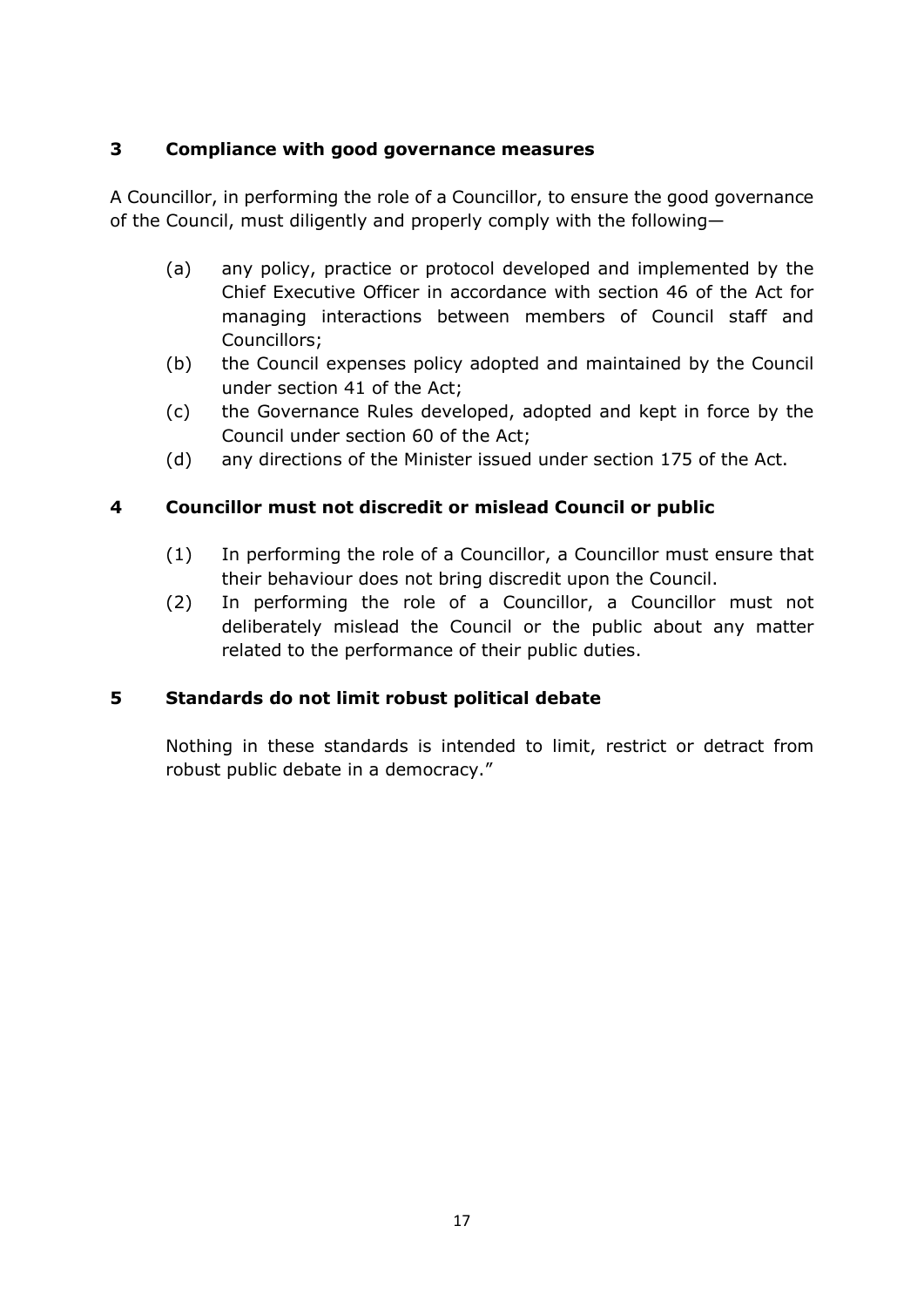### 3 Compliance with good governance measures

A Councillor, in performing the role of a Councillor, to ensure the good governance of the Council, must diligently and properly comply with the following—

(a) any policy, practice or protocol developed and implemented by the Chief Executive Officer in accordance with section 46 of the Act for managing interactions between members of Council staff and Councillors;

(b) the Council expenses policy adopted and maintained by the Council under section 41 of the Act;

(c) the Governance Rules developed, adopted and kept in force by the Council under section 60 of the Act;

(d) any directions of the Minister issued under section 175 of the Act.

### 4 Councillor must not discredit or mislead Council or public

(1) In performing the role of a Councillor, a Councillor must ensure that their behaviour does not bring discredit upon the Council.

(2) In performing the role of a Councillor, a Councillor must not deliberately mislead the Council or the public about any matter related to the performance of their public duties.

### 5 Standards do not limit robust political debate

Nothing in these standards is intended to limit, restrict or detract from robust public debate in a democracy."